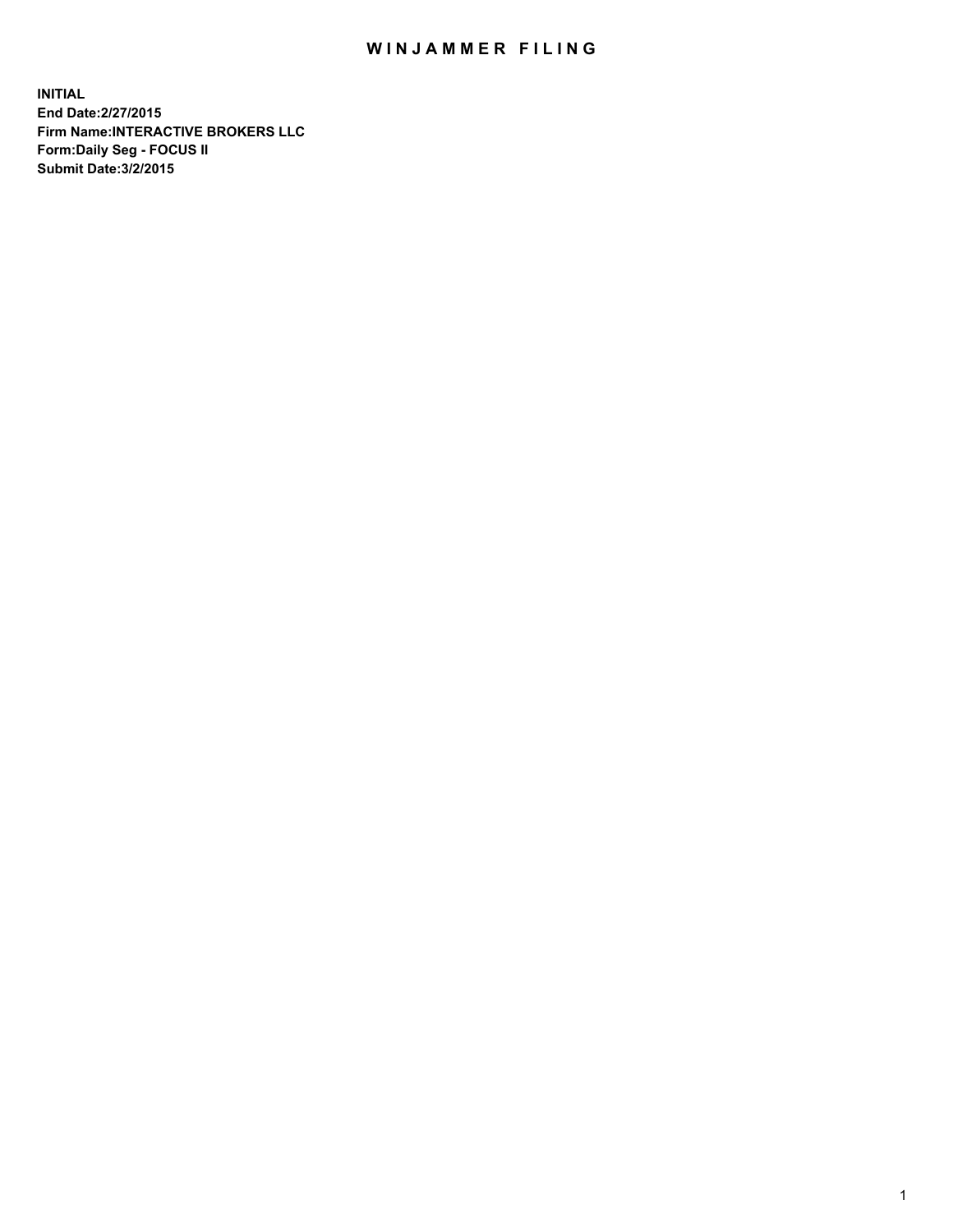# WINJAMMER FILING

**INITIAL**
**End Date:2/27/2015**
**Firm Name:INTERACTIVE BROKERS LLC**
**Form:Daily Seg - FOCUS II**
**Submit Date:3/2/2015**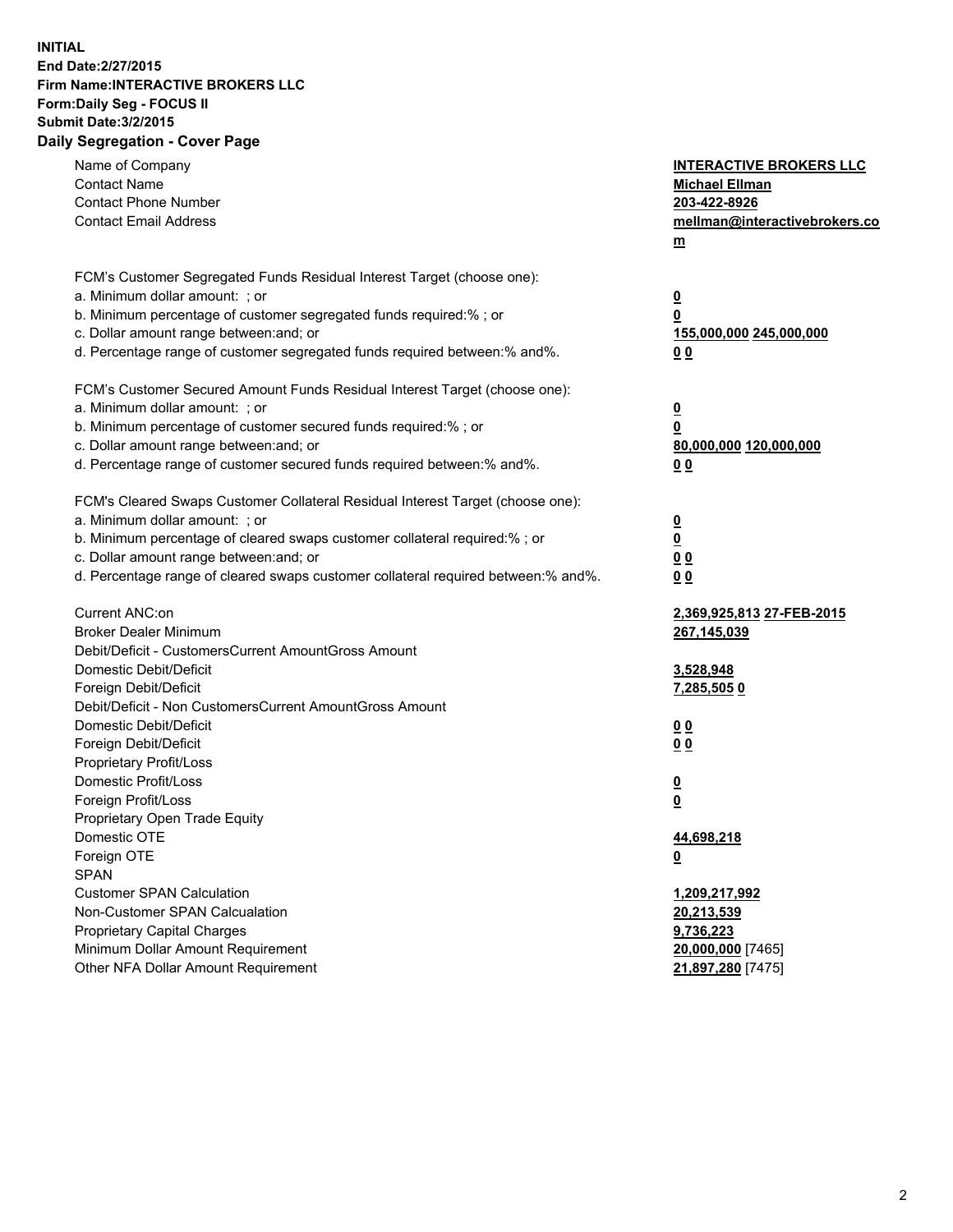**INITIAL**
**End Date:2/27/2015**
**Firm Name:INTERACTIVE BROKERS LLC**
**Form:Daily Seg - FOCUS II**
**Submit Date:3/2/2015**

## Daily Segregation - Cover Page

| | |
|---|---|
| Name of Company | **INTERACTIVE BROKERS LLC** |
| Contact Name | **Michael Ellman** |
| Contact Phone Number | **203-422-8926** |
| Contact Email Address | **mellman@interactivebrokers.com** |
| FCM's Customer Segregated Funds Residual Interest Target (choose one): | |
| a. Minimum dollar amount: ; or | **0** |
| b. Minimum percentage of customer segregated funds required:% ; or | **0** |
| c. Dollar amount range between:and; or | **155,000,000 245,000,000** |
| d. Percentage range of customer segregated funds required between:% and%. | **0 0** |
| FCM's Customer Secured Amount Funds Residual Interest Target (choose one): | |
| a. Minimum dollar amount: ; or | **0** |
| b. Minimum percentage of customer secured funds required:% ; or | **0** |
| c. Dollar amount range between:and; or | **80,000,000 120,000,000** |
| d. Percentage range of customer secured funds required between:% and%. | **0 0** |
| FCM's Cleared Swaps Customer Collateral Residual Interest Target (choose one): | |
| a. Minimum dollar amount: ; or | **0** |
| b. Minimum percentage of cleared swaps customer collateral required:% ; or | **0** |
| c. Dollar amount range between:and; or | **0 0** |
| d. Percentage range of cleared swaps customer collateral required between:% and%. | **0 0** |
| Current ANC:on | **2,369,925,813 27-FEB-2015** |
| Broker Dealer Minimum | **267,145,039** |
| Debit/Deficit - CustomersCurrent AmountGross Amount | |
| Domestic Debit/Deficit | **3,528,948** |
| Foreign Debit/Deficit | **7,285,505 0** |
| Debit/Deficit - Non CustomersCurrent AmountGross Amount | |
| Domestic Debit/Deficit | **0 0** |
| Foreign Debit/Deficit | **0 0** |
| Proprietary Profit/Loss | |
| Domestic Profit/Loss | **0** |
| Foreign Profit/Loss | **0** |
| Proprietary Open Trade Equity | |
| Domestic OTE | **44,698,218** |
| Foreign OTE | **0** |
| SPAN | |
| Customer SPAN Calculation | **1,209,217,992** |
| Non-Customer SPAN Calcualation | **20,213,539** |
| Proprietary Capital Charges | **9,736,223** |
| Minimum Dollar Amount Requirement | **20,000,000** [7465] |
| Other NFA Dollar Amount Requirement | **21,897,280** [7475] |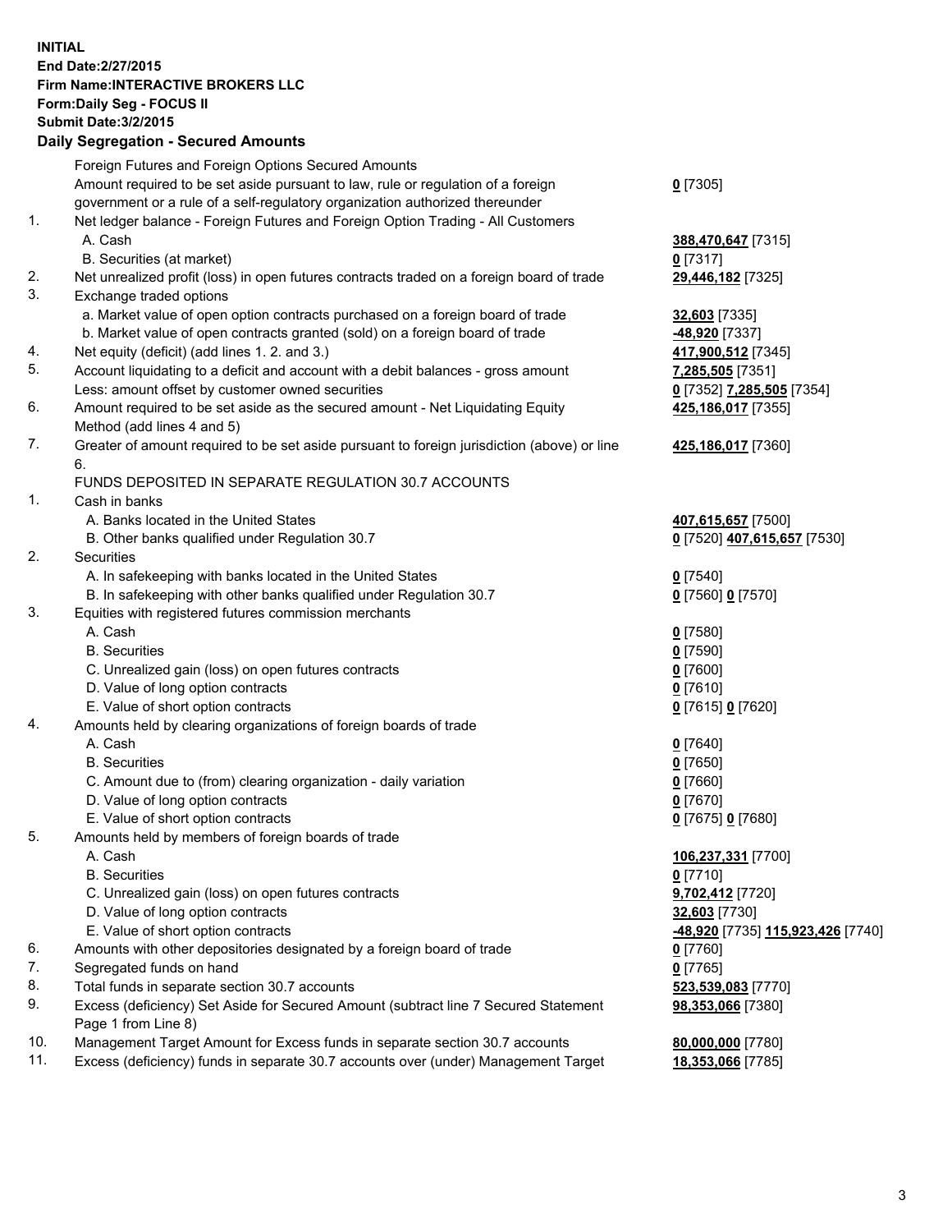**INITIAL**
**End Date:2/27/2015**
**Firm Name:INTERACTIVE BROKERS LLC**
**Form:Daily Seg - FOCUS II**
**Submit Date:3/2/2015**

## Daily Segregation - Secured Amounts

| | | |
|---|---|---|
| | Foreign Futures and Foreign Options Secured Amounts | |
| | Amount required to be set aside pursuant to law, rule or regulation of a foreign government or a rule of a self-regulatory organization authorized thereunder | **0** [7305] |
| 1. | Net ledger balance - Foreign Futures and Foreign Option Trading - All Customers | |
| | A. Cash | **388,470,647** [7315] |
| | B. Securities (at market) | **0** [7317] |
| 2. | Net unrealized profit (loss) in open futures contracts traded on a foreign board of trade | **29,446,182** [7325] |
| 3. | Exchange traded options | |
| | a. Market value of open option contracts purchased on a foreign board of trade | **32,603** [7335] |
| | b. Market value of open contracts granted (sold) on a foreign board of trade | **-48,920** [7337] |
| 4. | Net equity (deficit) (add lines 1. 2. and 3.) | **417,900,512** [7345] |
| 5. | Account liquidating to a deficit and account with a debit balances - gross amount | **7,285,505** [7351] |
| | Less: amount offset by customer owned securities | **0** [7352] **7,285,505** [7354] |
| 6. | Amount required to be set aside as the secured amount - Net Liquidating Equity Method (add lines 4 and 5) | **425,186,017** [7355] |
| 7. | Greater of amount required to be set aside pursuant to foreign jurisdiction (above) or line 6. | **425,186,017** [7360] |
| | FUNDS DEPOSITED IN SEPARATE REGULATION 30.7 ACCOUNTS | |
| 1. | Cash in banks | |
| | A. Banks located in the United States | **407,615,657** [7500] |
| | B. Other banks qualified under Regulation 30.7 | **0** [7520] **407,615,657** [7530] |
| 2. | Securities | |
| | A. In safekeeping with banks located in the United States | **0** [7540] |
| | B. In safekeeping with other banks qualified under Regulation 30.7 | **0** [7560] **0** [7570] |
| 3. | Equities with registered futures commission merchants | |
| | A. Cash | **0** [7580] |
| | B. Securities | **0** [7590] |
| | C. Unrealized gain (loss) on open futures contracts | **0** [7600] |
| | D. Value of long option contracts | **0** [7610] |
| | E. Value of short option contracts | **0** [7615] **0** [7620] |
| 4. | Amounts held by clearing organizations of foreign boards of trade | |
| | A. Cash | **0** [7640] |
| | B. Securities | **0** [7650] |
| | C. Amount due to (from) clearing organization - daily variation | **0** [7660] |
| | D. Value of long option contracts | **0** [7670] |
| | E. Value of short option contracts | **0** [7675] **0** [7680] |
| 5. | Amounts held by members of foreign boards of trade | |
| | A. Cash | **106,237,331** [7700] |
| | B. Securities | **0** [7710] |
| | C. Unrealized gain (loss) on open futures contracts | **9,702,412** [7720] |
| | D. Value of long option contracts | **32,603** [7730] |
| | E. Value of short option contracts | **-48,920** [7735] **115,923,426** [7740] |
| 6. | Amounts with other depositories designated by a foreign board of trade | **0** [7760] |
| 7. | Segregated funds on hand | **0** [7765] |
| 8. | Total funds in separate section 30.7 accounts | **523,539,083** [7770] |
| 9. | Excess (deficiency) Set Aside for Secured Amount (subtract line 7 Secured Statement Page 1 from Line 8) | **98,353,066** [7380] |
| 10. | Management Target Amount for Excess funds in separate section 30.7 accounts | **80,000,000** [7780] |
| 11. | Excess (deficiency) funds in separate 30.7 accounts over (under) Management Target | **18,353,066** [7785] |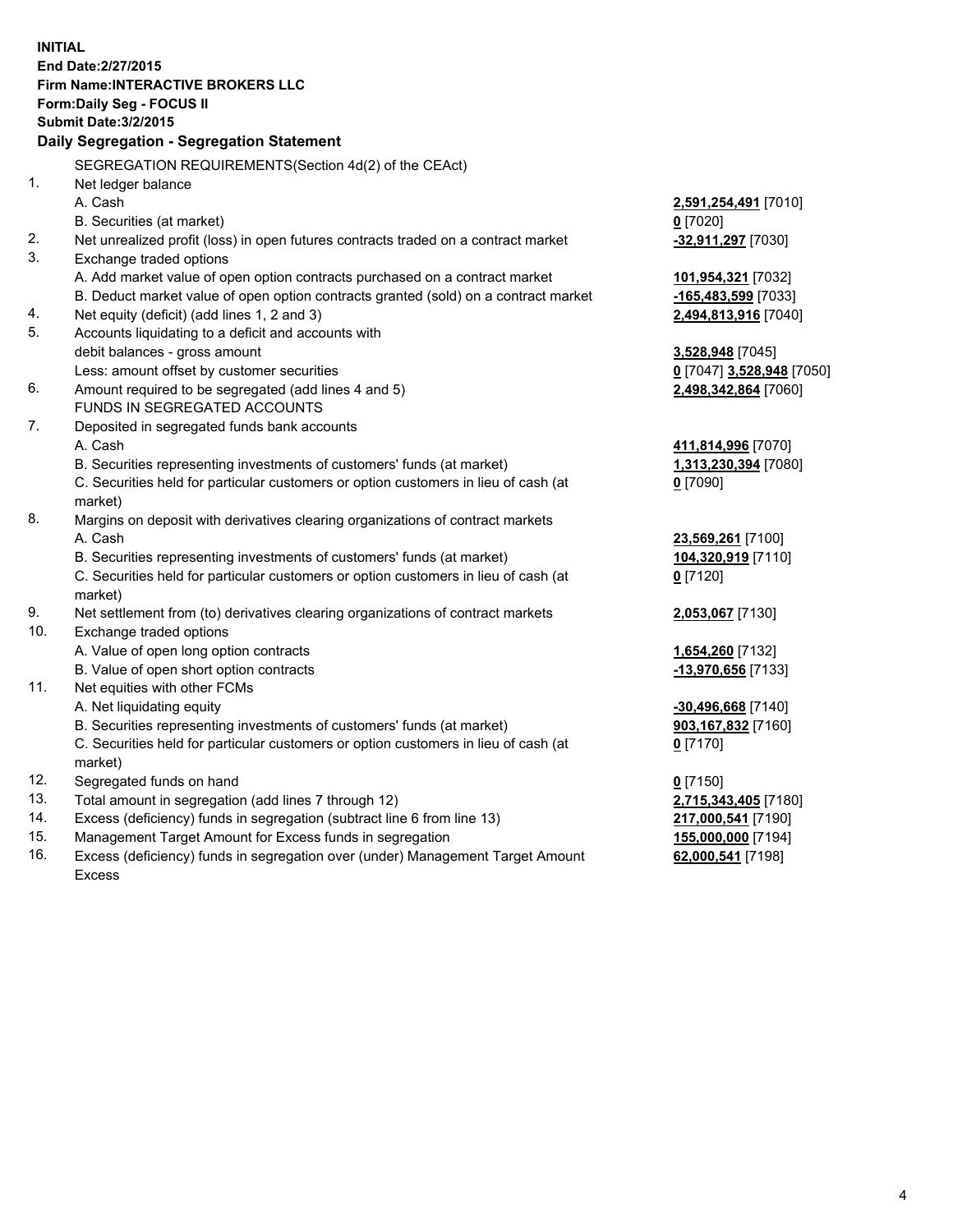**INITIAL**
**End Date:2/27/2015**
**Firm Name:INTERACTIVE BROKERS LLC**
**Form:Daily Seg - FOCUS II**
**Submit Date:3/2/2015**

## Daily Segregation - Segregation Statement

SEGREGATION REQUIREMENTS(Section 4d(2) of the CEAct)

| | | |
|---|---|---|
| 1. | Net ledger balance | |
| | A. Cash | **2,591,254,491** [7010] |
| | B. Securities (at market) | **0** [7020] |
| 2. | Net unrealized profit (loss) in open futures contracts traded on a contract market | **-32,911,297** [7030] |
| 3. | Exchange traded options | |
| | A. Add market value of open option contracts purchased on a contract market | **101,954,321** [7032] |
| | B. Deduct market value of open option contracts granted (sold) on a contract market | **-165,483,599** [7033] |
| 4. | Net equity (deficit) (add lines 1, 2 and 3) | **2,494,813,916** [7040] |
| 5. | Accounts liquidating to a deficit and accounts with debit balances - gross amount | **3,528,948** [7045] |
| | Less: amount offset by customer securities | **0** [7047] **3,528,948** [7050] |
| 6. | Amount required to be segregated (add lines 4 and 5) | **2,498,342,864** [7060] |
| | FUNDS IN SEGREGATED ACCOUNTS | |
| 7. | Deposited in segregated funds bank accounts | |
| | A. Cash | **411,814,996** [7070] |
| | B. Securities representing investments of customers' funds (at market) | **1,313,230,394** [7080] |
| | C. Securities held for particular customers or option customers in lieu of cash (at market) | **0** [7090] |
| 8. | Margins on deposit with derivatives clearing organizations of contract markets | |
| | A. Cash | **23,569,261** [7100] |
| | B. Securities representing investments of customers' funds (at market) | **104,320,919** [7110] |
| | C. Securities held for particular customers or option customers in lieu of cash (at market) | **0** [7120] |
| 9. | Net settlement from (to) derivatives clearing organizations of contract markets | **2,053,067** [7130] |
| 10. | Exchange traded options | |
| | A. Value of open long option contracts | **1,654,260** [7132] |
| | B. Value of open short option contracts | **-13,970,656** [7133] |
| 11. | Net equities with other FCMs | |
| | A. Net liquidating equity | **-30,496,668** [7140] |
| | B. Securities representing investments of customers' funds (at market) | **903,167,832** [7160] |
| | C. Securities held for particular customers or option customers in lieu of cash (at market) | **0** [7170] |
| 12. | Segregated funds on hand | **0** [7150] |
| 13. | Total amount in segregation (add lines 7 through 12) | **2,715,343,405** [7180] |
| 14. | Excess (deficiency) funds in segregation (subtract line 6 from line 13) | **217,000,541** [7190] |
| 15. | Management Target Amount for Excess funds in segregation | **155,000,000** [7194] |
| 16. | Excess (deficiency) funds in segregation over (under) Management Target Amount Excess | **62,000,541** [7198] |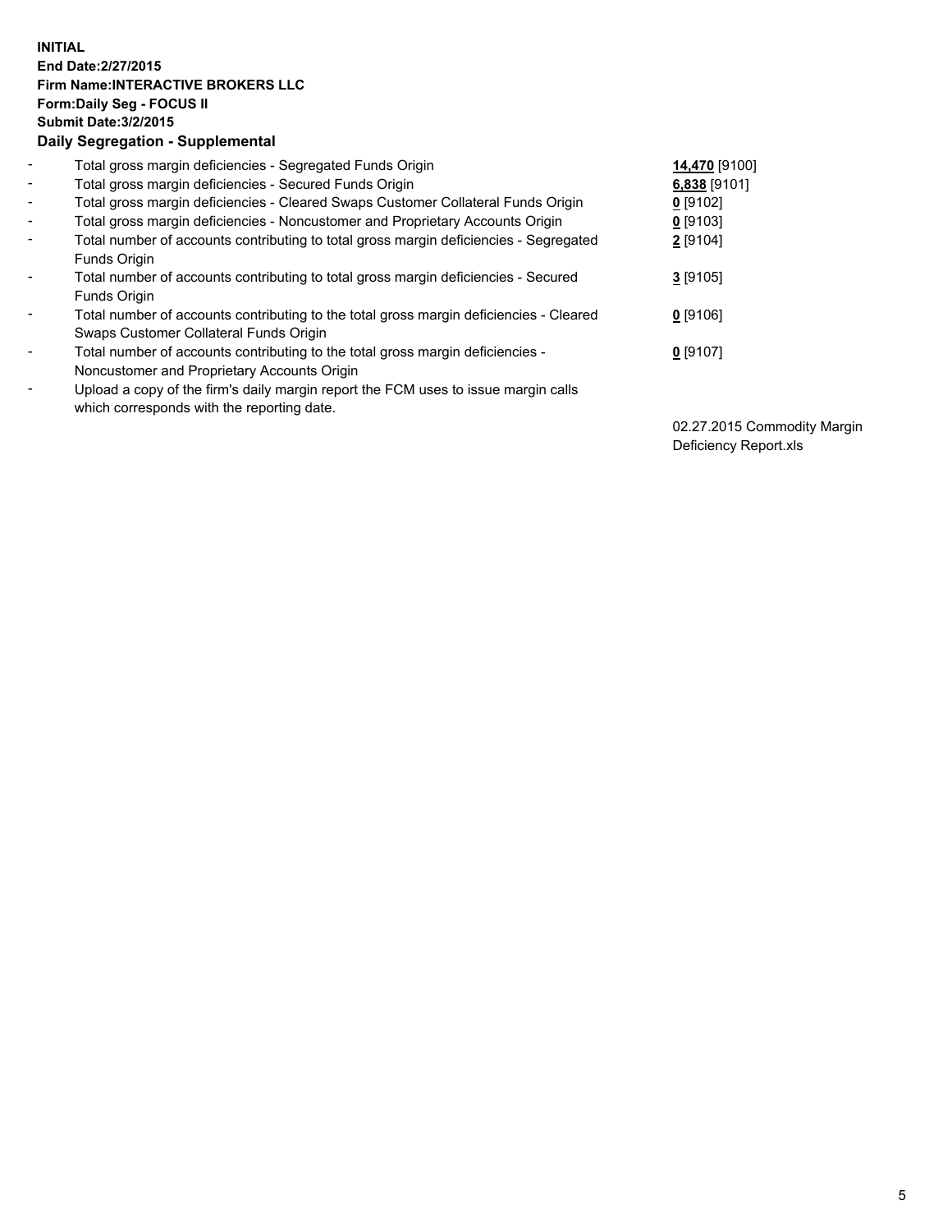**INITIAL**
**End Date:2/27/2015**
**Firm Name:INTERACTIVE BROKERS LLC**
**Form:Daily Seg - FOCUS II**
**Submit Date:3/2/2015**
**Daily Segregation - Supplemental**

| | | |
|---|---|---|
| - | Total gross margin deficiencies - Segregated Funds Origin | **14,470** [9100] |
| - | Total gross margin deficiencies - Secured Funds Origin | **6,838** [9101] |
| - | Total gross margin deficiencies - Cleared Swaps Customer Collateral Funds Origin | **0** [9102] |
| - | Total gross margin deficiencies - Noncustomer and Proprietary Accounts Origin | **0** [9103] |
| - | Total number of accounts contributing to total gross margin deficiencies - Segregated Funds Origin | **2** [9104] |
| - | Total number of accounts contributing to total gross margin deficiencies - Secured Funds Origin | **3** [9105] |
| - | Total number of accounts contributing to the total gross margin deficiencies - Cleared Swaps Customer Collateral Funds Origin | **0** [9106] |
| - | Total number of accounts contributing to the total gross margin deficiencies - Noncustomer and Proprietary Accounts Origin | **0** [9107] |
| - | Upload a copy of the firm's daily margin report the FCM uses to issue margin calls which corresponds with the reporting date. | 02.27.2015 Commodity Margin Deficiency Report.xls |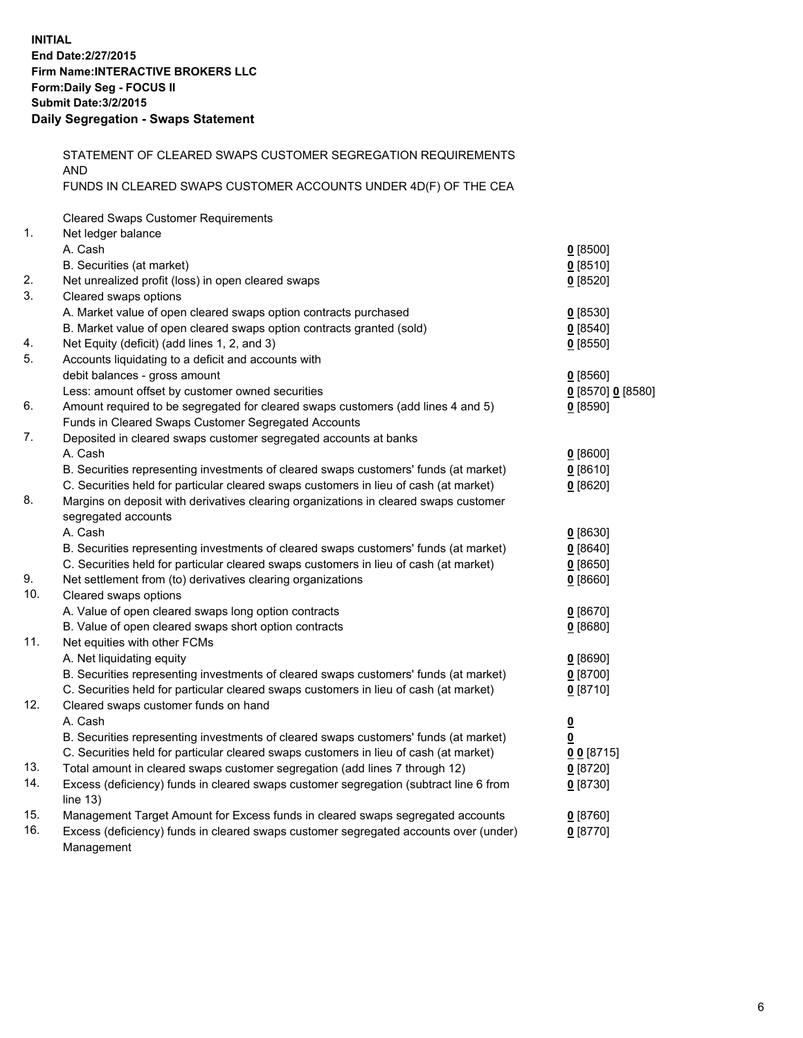**INITIAL**
**End Date:2/27/2015**
**Firm Name:INTERACTIVE BROKERS LLC**
**Form:Daily Seg - FOCUS II**
**Submit Date:3/2/2015**
**Daily Segregation - Swaps Statement**

STATEMENT OF CLEARED SWAPS CUSTOMER SEGREGATION REQUIREMENTS
AND
FUNDS IN CLEARED SWAPS CUSTOMER ACCOUNTS UNDER 4D(F) OF THE CEA

| | | |
|---|---|---|
| | Cleared Swaps Customer Requirements | |
| 1. | Net ledger balance | |
| | A. Cash | 0 [8500] |
| | B. Securities (at market) | 0 [8510] |
| 2. | Net unrealized profit (loss) in open cleared swaps | 0 [8520] |
| 3. | Cleared swaps options | |
| | A. Market value of open cleared swaps option contracts purchased | 0 [8530] |
| | B. Market value of open cleared swaps option contracts granted (sold) | 0 [8540] |
| 4. | Net Equity (deficit) (add lines 1, 2, and 3) | 0 [8550] |
| 5. | Accounts liquidating to a deficit and accounts with | |
| | debit balances - gross amount | 0 [8560] |
| | Less: amount offset by customer owned securities | 0 [8570] 0 [8580] |
| 6. | Amount required to be segregated for cleared swaps customers (add lines 4 and 5) | 0 [8590] |
| | Funds in Cleared Swaps Customer Segregated Accounts | |
| 7. | Deposited in cleared swaps customer segregated accounts at banks | |
| | A. Cash | 0 [8600] |
| | B. Securities representing investments of cleared swaps customers' funds (at market) | 0 [8610] |
| | C. Securities held for particular cleared swaps customers in lieu of cash (at market) | 0 [8620] |
| 8. | Margins on deposit with derivatives clearing organizations in cleared swaps customer segregated accounts | |
| | A. Cash | 0 [8630] |
| | B. Securities representing investments of cleared swaps customers' funds (at market) | 0 [8640] |
| | C. Securities held for particular cleared swaps customers in lieu of cash (at market) | 0 [8650] |
| 9. | Net settlement from (to) derivatives clearing organizations | 0 [8660] |
| 10. | Cleared swaps options | |
| | A. Value of open cleared swaps long option contracts | 0 [8670] |
| | B. Value of open cleared swaps short option contracts | 0 [8680] |
| 11. | Net equities with other FCMs | |
| | A. Net liquidating equity | 0 [8690] |
| | B. Securities representing investments of cleared swaps customers' funds (at market) | 0 [8700] |
| | C. Securities held for particular cleared swaps customers in lieu of cash (at market) | 0 [8710] |
| 12. | Cleared swaps customer funds on hand | |
| | A. Cash | 0 |
| | B. Securities representing investments of cleared swaps customers' funds (at market) | 0 |
| | C. Securities held for particular cleared swaps customers in lieu of cash (at market) | 0 0 [8715] |
| 13. | Total amount in cleared swaps customer segregation (add lines 7 through 12) | 0 [8720] |
| 14. | Excess (deficiency) funds in cleared swaps customer segregation (subtract line 6 from line 13) | 0 [8730] |
| 15. | Management Target Amount for Excess funds in cleared swaps segregated accounts | 0 [8760] |
| 16. | Excess (deficiency) funds in cleared swaps customer segregated accounts over (under) Management | 0 [8770] |